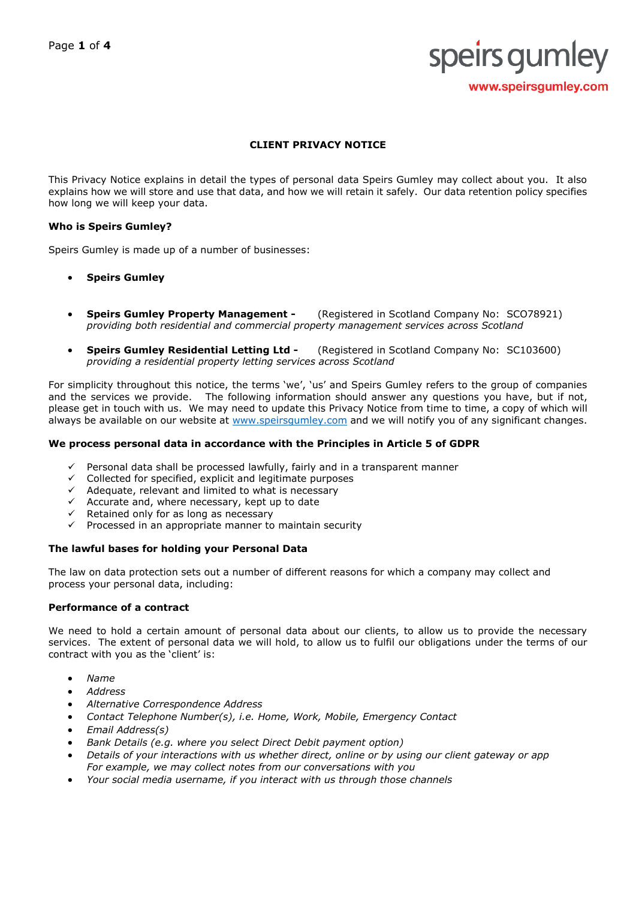speirs gumley

www.speirsgumley.com

# CLIENT PRIVACY NOTICE

This Privacy Notice explains in detail the types of personal data Speirs Gumley may collect about you. It also explains how we will store and use that data, and how we will retain it safely. Our data retention policy specifies how long we will keep your data.

**Who is Speirs Gumley?**

Speirs Gumley is made up of a number of businesses:

- **Speirs Gumley**
- **Speirs Gumley Property Management -** (Registered in Scotland Company No: SCO78921) *providing both residential and commercial property management services across Scotland*
- **Speirs Gumley Residential Letting Ltd -** (Registered in Scotland Company No: SC103600) *providing a residential property letting services across Scotland*

For simplicity throughout this notice, the terms 'we', 'us' and Speirs Gumley refers to the group of companies and the services we provide. The following information should answer any questions you have, but if not, please get in touch with us. We may need to update this Privacy Notice from time to time, a copy of which will always be available on our website at [www.speirsgumley.com](www.speirsgumley.com) and we will notify you of any significant changes.

**We process personal data in accordance with the Principles in Article 5 of GDPR**

- ✓ Personal data shall be processed lawfully, fairly and in a transparent manner
- ✓ Collected for specified, explicit and legitimate purposes
- ✓ Adequate, relevant and limited to what is necessary
- ✓ Accurate and, where necessary, kept up to date
- ✓ Retained only for as long as necessary
- ✓ Processed in an appropriate manner to maintain security

**The lawful bases for holding your Personal Data**

The law on data protection sets out a number of different reasons for which a company may collect and process your personal data, including:

**Performance of a contract**

We need to hold a certain amount of personal data about our clients, to allow us to provide the necessary services. The extent of personal data we will hold, to allow us to fulfil our obligations under the terms of our contract with you as the 'client' is:

- *Name*
- *Address*
- *Alternative Correspondence Address*
- *Contact Telephone Number(s), i.e. Home, Work, Mobile, Emergency Contact*
- *Email Address(s)*
- *Bank Details (e.g. where you select Direct Debit payment option)*
- *Details of your interactions with us whether direct, online or by using our client gateway or app For example, we may collect notes from our conversations with you*
- *Your social media username, if you interact with us through those channels*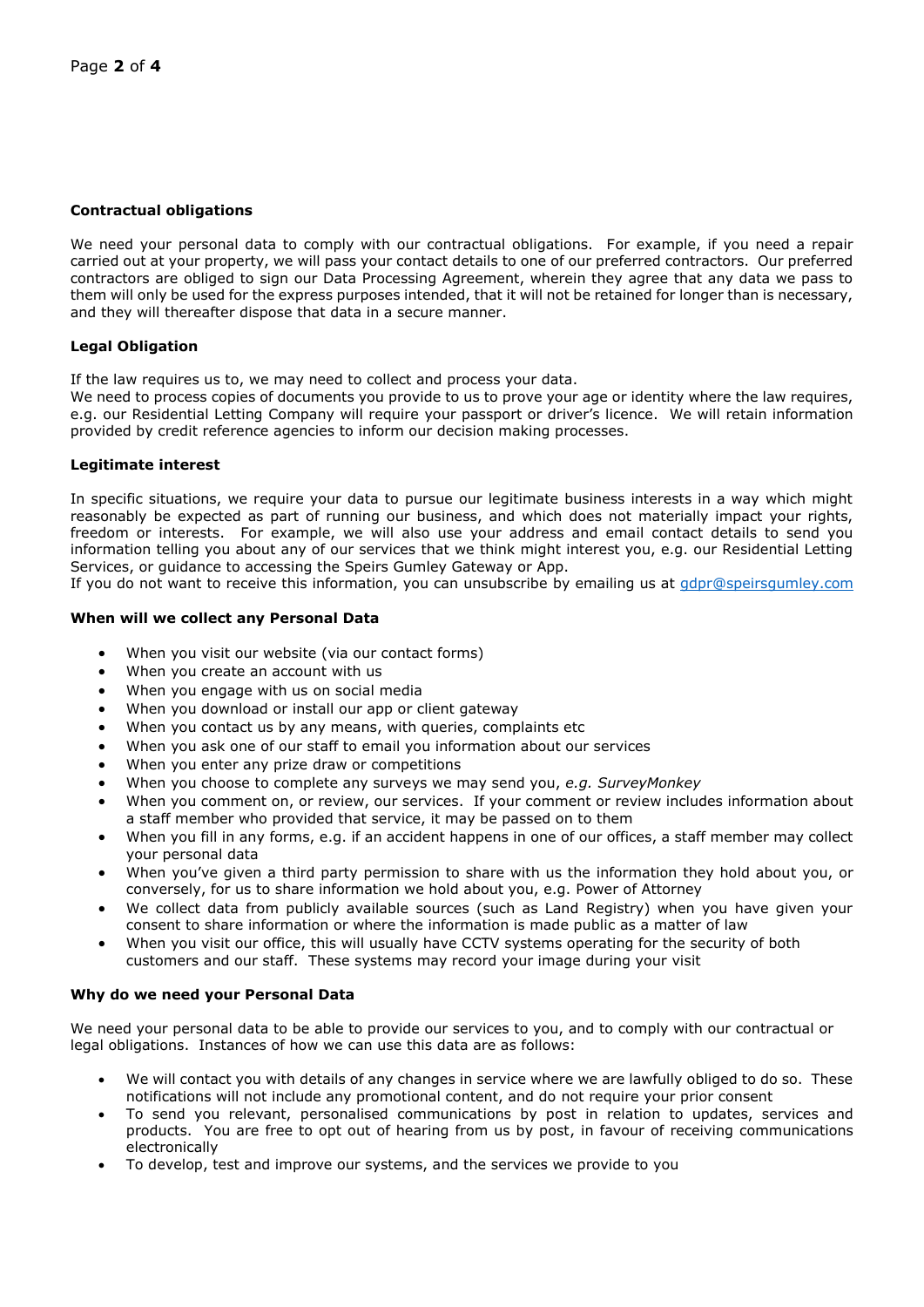**Contractual obligations**

We need your personal data to comply with our contractual obligations. For example, if you need a repair carried out at your property, we will pass your contact details to one of our preferred contractors. Our preferred contractors are obliged to sign our Data Processing Agreement, wherein they agree that any data we pass to them will only be used for the express purposes intended, that it will not be retained for longer than is necessary, and they will thereafter dispose that data in a secure manner.

**Legal Obligation**

If the law requires us to, we may need to collect and process your data.
We need to process copies of documents you provide to us to prove your age or identity where the law requires, e.g. our Residential Letting Company will require your passport or driver's licence. We will retain information provided by credit reference agencies to inform our decision making processes.

**Legitimate interest**

In specific situations, we require your data to pursue our legitimate business interests in a way which might reasonably be expected as part of running our business, and which does not materially impact your rights, freedom or interests. For example, we will also use your address and email contact details to send you information telling you about any of our services that we think might interest you, e.g. our Residential Letting Services, or guidance to accessing the Speirs Gumley Gateway or App.
If you do not want to receive this information, you can unsubscribe by emailing us at gdpr@speirsgumley.com

**When will we collect any Personal Data**

- When you visit our website (via our contact forms)
- When you create an account with us
- When you engage with us on social media
- When you download or install our app or client gateway
- When you contact us by any means, with queries, complaints etc
- When you ask one of our staff to email you information about our services
- When you enter any prize draw or competitions
- When you choose to complete any surveys we may send you, *e.g. SurveyMonkey*
- When you comment on, or review, our services. If your comment or review includes information about a staff member who provided that service, it may be passed on to them
- When you fill in any forms, e.g. if an accident happens in one of our offices, a staff member may collect your personal data
- When you've given a third party permission to share with us the information they hold about you, or conversely, for us to share information we hold about you, e.g. Power of Attorney
- We collect data from publicly available sources (such as Land Registry) when you have given your consent to share information or where the information is made public as a matter of law
- When you visit our office, this will usually have CCTV systems operating for the security of both customers and our staff. These systems may record your image during your visit

**Why do we need your Personal Data**

We need your personal data to be able to provide our services to you, and to comply with our contractual or legal obligations. Instances of how we can use this data are as follows:

- We will contact you with details of any changes in service where we are lawfully obliged to do so. These notifications will not include any promotional content, and do not require your prior consent
- To send you relevant, personalised communications by post in relation to updates, services and products. You are free to opt out of hearing from us by post, in favour of receiving communications electronically
- To develop, test and improve our systems, and the services we provide to you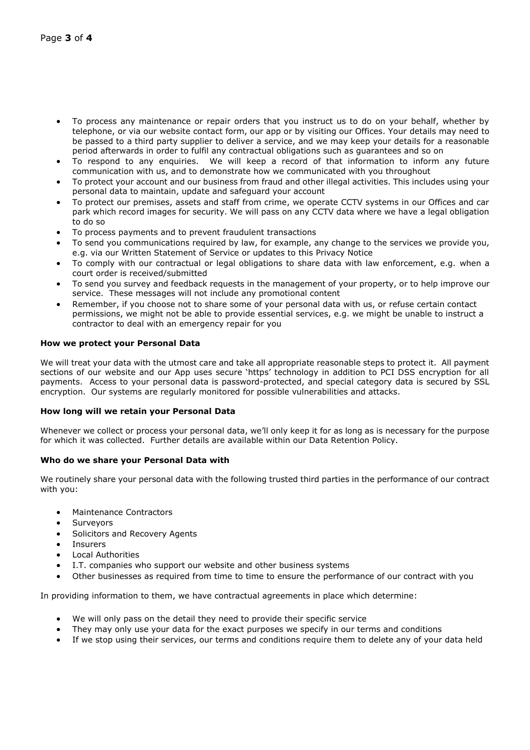- To process any maintenance or repair orders that you instruct us to do on your behalf, whether by telephone, or via our website contact form, our app or by visiting our Offices. Your details may need to be passed to a third party supplier to deliver a service, and we may keep your details for a reasonable period afterwards in order to fulfil any contractual obligations such as guarantees and so on
- To respond to any enquiries. We will keep a record of that information to inform any future communication with us, and to demonstrate how we communicated with you throughout
- To protect your account and our business from fraud and other illegal activities. This includes using your personal data to maintain, update and safeguard your account
- To protect our premises, assets and staff from crime, we operate CCTV systems in our Offices and car park which record images for security. We will pass on any CCTV data where we have a legal obligation to do so
- To process payments and to prevent fraudulent transactions
- To send you communications required by law, for example, any change to the services we provide you, e.g. via our Written Statement of Service or updates to this Privacy Notice
- To comply with our contractual or legal obligations to share data with law enforcement, e.g. when a court order is received/submitted
- To send you survey and feedback requests in the management of your property, or to help improve our service. These messages will not include any promotional content
- Remember, if you choose not to share some of your personal data with us, or refuse certain contact permissions, we might not be able to provide essential services, e.g. we might be unable to instruct a contractor to deal with an emergency repair for you

**How we protect your Personal Data**

We will treat your data with the utmost care and take all appropriate reasonable steps to protect it. All payment sections of our website and our App uses secure 'https' technology in addition to PCI DSS encryption for all payments. Access to your personal data is password-protected, and special category data is secured by SSL encryption. Our systems are regularly monitored for possible vulnerabilities and attacks.

**How long will we retain your Personal Data**

Whenever we collect or process your personal data, we'll only keep it for as long as is necessary for the purpose for which it was collected. Further details are available within our Data Retention Policy.

**Who do we share your Personal Data with**

We routinely share your personal data with the following trusted third parties in the performance of our contract with you:

- Maintenance Contractors
- Surveyors
- Solicitors and Recovery Agents
- Insurers
- Local Authorities
- I.T. companies who support our website and other business systems
- Other businesses as required from time to time to ensure the performance of our contract with you

In providing information to them, we have contractual agreements in place which determine:

- We will only pass on the detail they need to provide their specific service
- They may only use your data for the exact purposes we specify in our terms and conditions
- If we stop using their services, our terms and conditions require them to delete any of your data held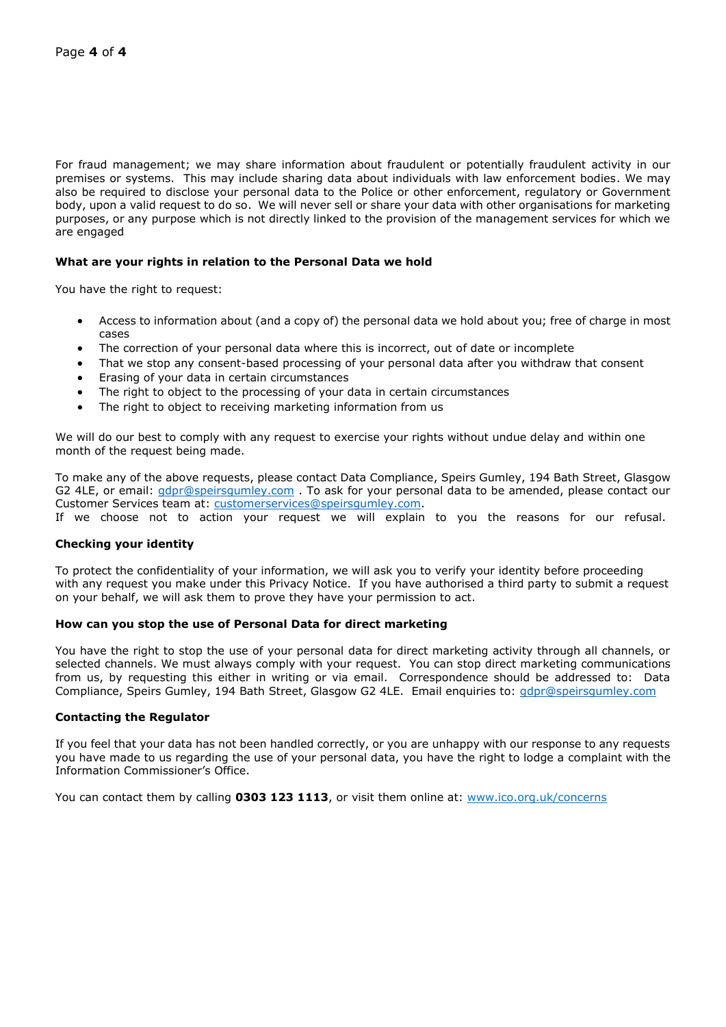For fraud management; we may share information about fraudulent or potentially fraudulent activity in our premises or systems. This may include sharing data about individuals with law enforcement bodies. We may also be required to disclose your personal data to the Police or other enforcement, regulatory or Government body, upon a valid request to do so. We will never sell or share your data with other organisations for marketing purposes, or any purpose which is not directly linked to the provision of the management services for which we are engaged

**What are your rights in relation to the Personal Data we hold**

You have the right to request:

- Access to information about (and a copy of) the personal data we hold about you; free of charge in most cases
- The correction of your personal data where this is incorrect, out of date or incomplete
- That we stop any consent-based processing of your personal data after you withdraw that consent
- Erasing of your data in certain circumstances
- The right to object to the processing of your data in certain circumstances
- The right to object to receiving marketing information from us

We will do our best to comply with any request to exercise your rights without undue delay and within one month of the request being made.

To make any of the above requests, please contact Data Compliance, Speirs Gumley, 194 Bath Street, Glasgow G2 4LE, or email: gdpr@speirsgumley.com . To ask for your personal data to be amended, please contact our Customer Services team at: customerservices@speirsgumley.com.
If we choose not to action your request we will explain to you the reasons for our refusal.

**Checking your identity**

To protect the confidentiality of your information, we will ask you to verify your identity before proceeding with any request you make under this Privacy Notice. If you have authorised a third party to submit a request on your behalf, we will ask them to prove they have your permission to act.

**How can you stop the use of Personal Data for direct marketing**

You have the right to stop the use of your personal data for direct marketing activity through all channels, or selected channels. We must always comply with your request. You can stop direct marketing communications from us, by requesting this either in writing or via email. Correspondence should be addressed to: Data Compliance, Speirs Gumley, 194 Bath Street, Glasgow G2 4LE. Email enquiries to: gdpr@speirsgumley.com

**Contacting the Regulator**

If you feel that your data has not been handled correctly, or you are unhappy with our response to any requests you have made to us regarding the use of your personal data, you have the right to lodge a complaint with the Information Commissioner's Office.

You can contact them by calling **0303 123 1113**, or visit them online at: www.ico.org.uk/concerns